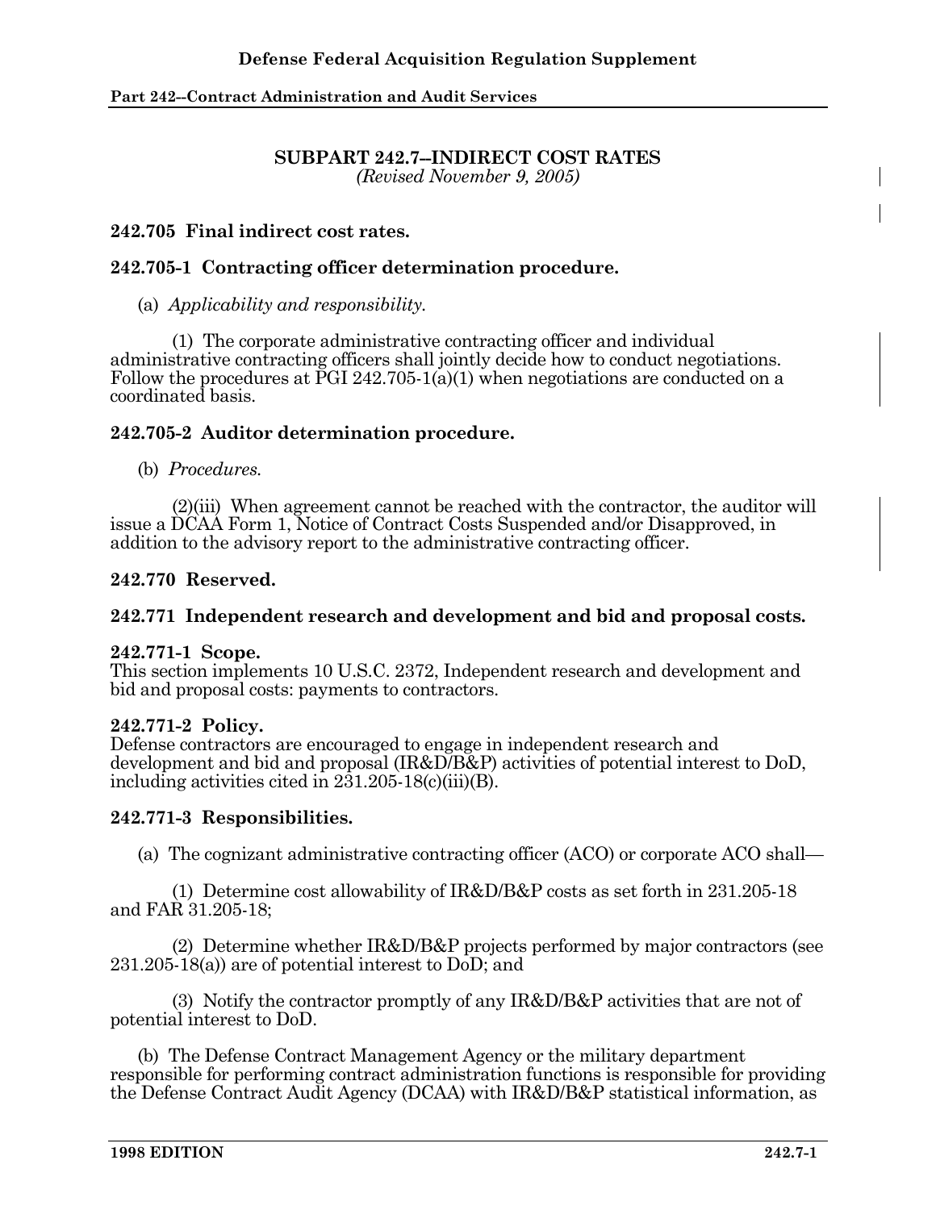## SUBPART 242.7--INDIRECT COST RATES

*(Revised November 9, 2005)*

### 242.705 Final indirect cost rates.

### 242.705-1 Contracting officer determination procedure.

(a) *Applicability and responsibility.*

(1) The corporate administrative contracting officer and individual administrative contracting officers shall jointly decide how to conduct negotiations. Follow the procedures at PGI 242.705-1(a)(1) when negotiations are conducted on a coordinated basis.

### 242.705-2 Auditor determination procedure.

(b) *Procedures.*

(2)(iii) When agreement cannot be reached with the contractor, the auditor will issue a DCAA Form 1, Notice of Contract Costs Suspended and/or Disapproved, in addition to the advisory report to the administrative contracting officer.

### 242.770 Reserved.

### 242.771 Independent research and development and bid and proposal costs.

**242.771-1 Scope.**
This section implements 10 U.S.C. 2372, Independent research and development and bid and proposal costs: payments to contractors.

**242.771-2 Policy.**
Defense contractors are encouraged to engage in independent research and development and bid and proposal (IR&D/B&P) activities of potential interest to DoD, including activities cited in 231.205-18(c)(iii)(B).

### 242.771-3 Responsibilities.

(a) The cognizant administrative contracting officer (ACO) or corporate ACO shall—

(1) Determine cost allowability of IR&D/B&P costs as set forth in 231.205-18 and FAR 31.205-18;

(2) Determine whether IR&D/B&P projects performed by major contractors (see 231.205-18(a)) are of potential interest to DoD; and

(3) Notify the contractor promptly of any IR&D/B&P activities that are not of potential interest to DoD.

(b) The Defense Contract Management Agency or the military department responsible for performing contract administration functions is responsible for providing the Defense Contract Audit Agency (DCAA) with IR&D/B&P statistical information, as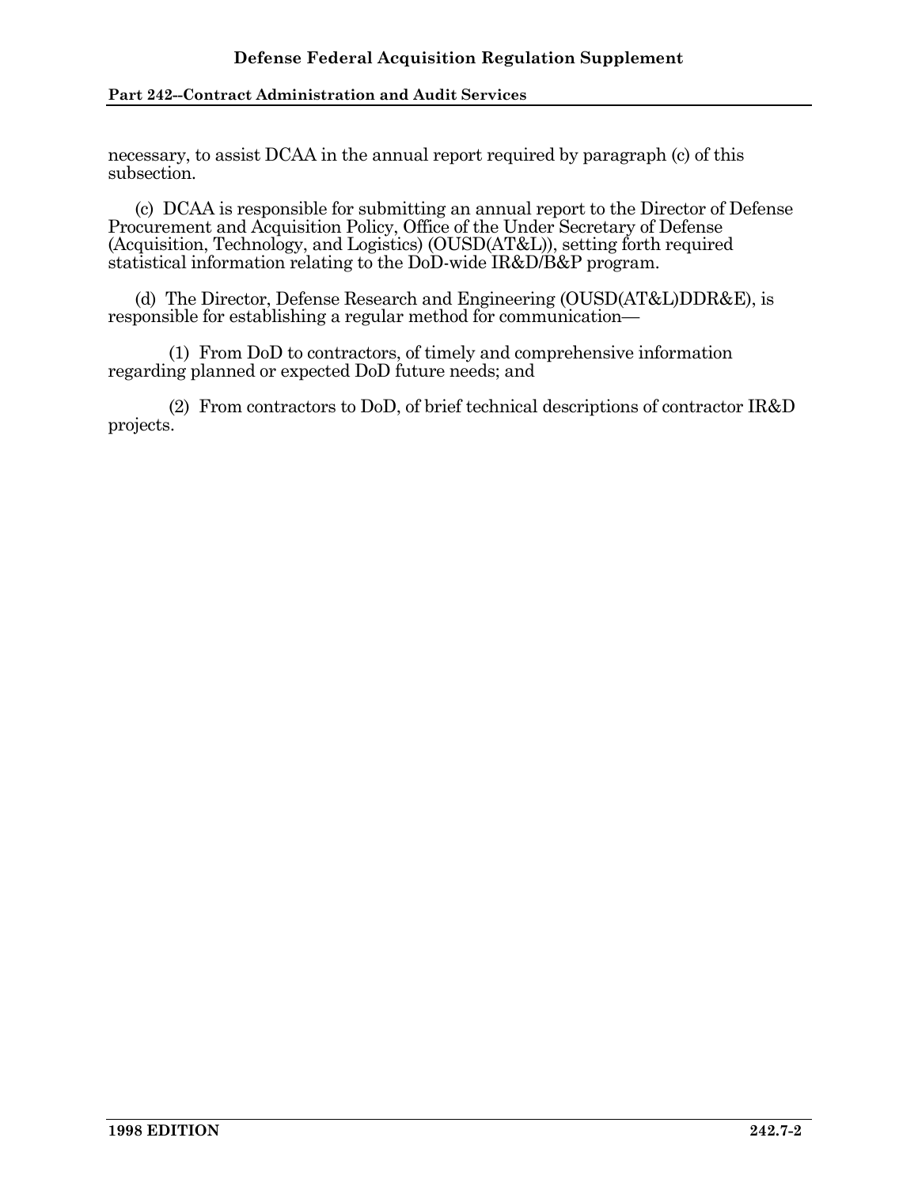necessary, to assist DCAA in the annual report required by paragraph (c) of this subsection.

(c) DCAA is responsible for submitting an annual report to the Director of Defense Procurement and Acquisition Policy, Office of the Under Secretary of Defense (Acquisition, Technology, and Logistics) (OUSD(AT&L)), setting forth required statistical information relating to the DoD-wide IR&D/B&P program.

(d) The Director, Defense Research and Engineering (OUSD(AT&L)DDR&E), is responsible for establishing a regular method for communication—

(1) From DoD to contractors, of timely and comprehensive information regarding planned or expected DoD future needs; and

(2) From contractors to DoD, of brief technical descriptions of contractor IR&D projects.